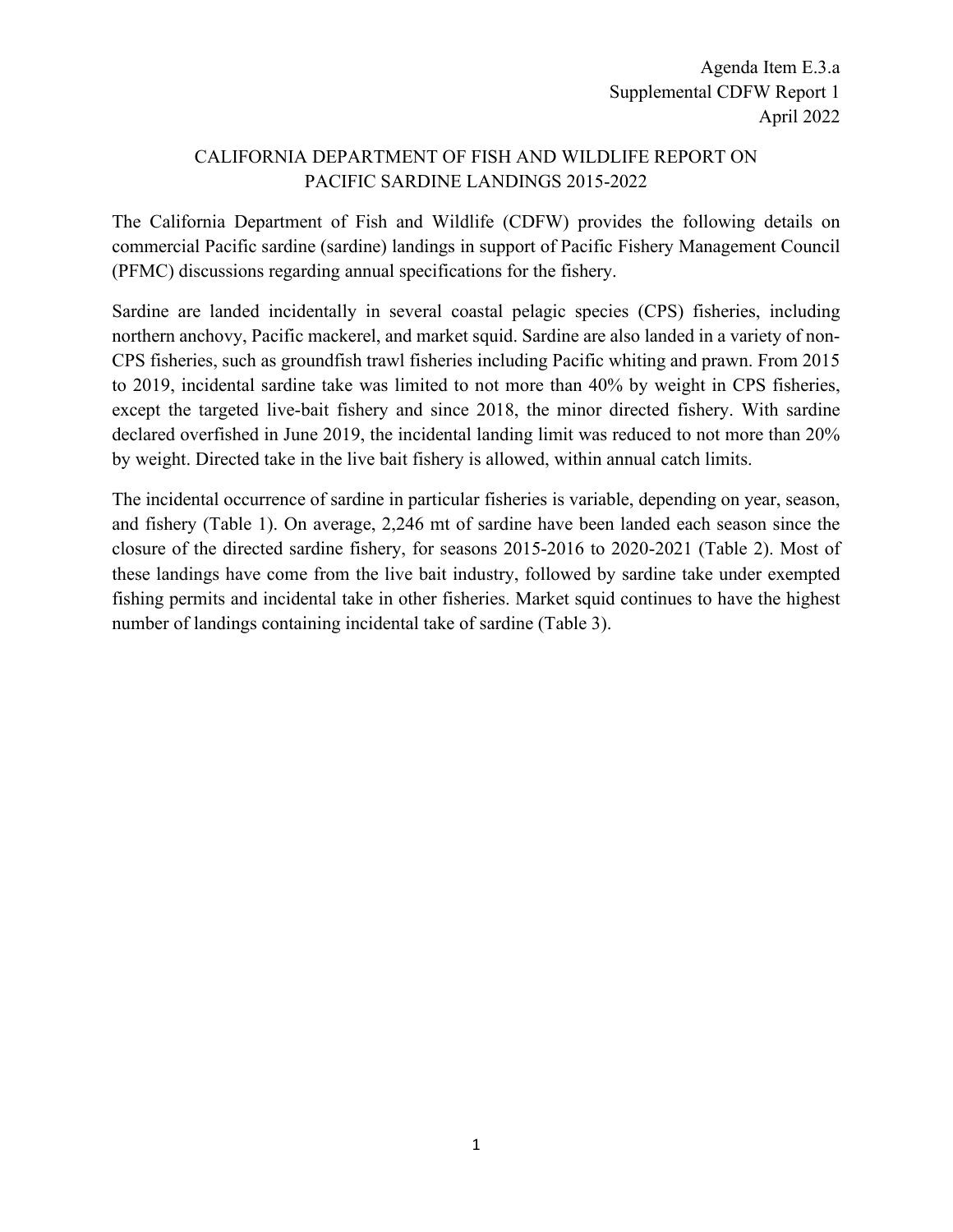Agenda Item E.3.a
Supplemental CDFW Report 1
April 2022

# CALIFORNIA DEPARTMENT OF FISH AND WILDLIFE REPORT ON PACIFIC SARDINE LANDINGS 2015-2022

The California Department of Fish and Wildlife (CDFW) provides the following details on commercial Pacific sardine (sardine) landings in support of Pacific Fishery Management Council (PFMC) discussions regarding annual specifications for the fishery.

Sardine are landed incidentally in several coastal pelagic species (CPS) fisheries, including northern anchovy, Pacific mackerel, and market squid. Sardine are also landed in a variety of non-CPS fisheries, such as groundfish trawl fisheries including Pacific whiting and prawn. From 2015 to 2019, incidental sardine take was limited to not more than 40% by weight in CPS fisheries, except the targeted live-bait fishery and since 2018, the minor directed fishery. With sardine declared overfished in June 2019, the incidental landing limit was reduced to not more than 20% by weight. Directed take in the live bait fishery is allowed, within annual catch limits.

The incidental occurrence of sardine in particular fisheries is variable, depending on year, season, and fishery (Table 1). On average, 2,246 mt of sardine have been landed each season since the closure of the directed sardine fishery, for seasons 2015-2016 to 2020-2021 (Table 2). Most of these landings have come from the live bait industry, followed by sardine take under exempted fishing permits and incidental take in other fisheries. Market squid continues to have the highest number of landings containing incidental take of sardine (Table 3).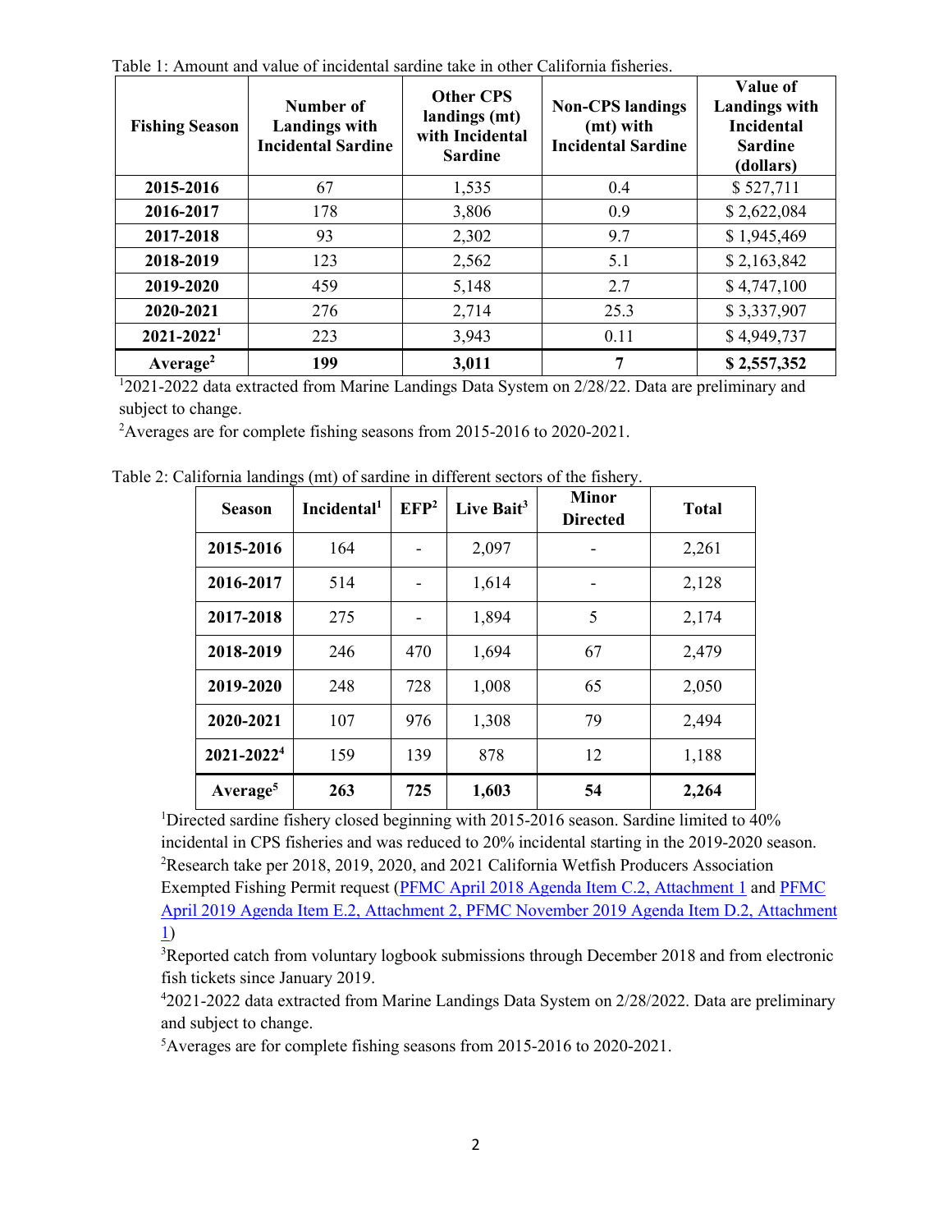Table 1: Amount and value of incidental sardine take in other California fisheries.

| Fishing Season | Number of Landings with Incidental Sardine | Other CPS landings (mt) with Incidental Sardine | Non-CPS landings (mt) with Incidental Sardine | Value of Landings with Incidental Sardine (dollars) |
|---|---|---|---|---|
| **2015-2016** | 67 | 1,535 | 0.4 | $ 527,711 |
| **2016-2017** | 178 | 3,806 | 0.9 | $ 2,622,084 |
| **2017-2018** | 93 | 2,302 | 9.7 | $ 1,945,469 |
| **2018-2019** | 123 | 2,562 | 5.1 | $ 2,163,842 |
| **2019-2020** | 459 | 5,148 | 2.7 | $ 4,747,100 |
| **2020-2021** | 276 | 2,714 | 25.3 | $ 3,337,907 |
| **2021-2022[1]** | 223 | 3,943 | 0.11 | $ 4,949,737 |
| **Average[2]** | **199** | **3,011** | **7** | **$ 2,557,352** |

[1]2021-2022 data extracted from Marine Landings Data System on 2/28/22. Data are preliminary and subject to change.

[2]Averages are for complete fishing seasons from 2015-2016 to 2020-2021.

Table 2: California landings (mt) of sardine in different sectors of the fishery.

| Season | Incidental[1] | EFP[2] | Live Bait[3] | Minor Directed | Total |
|---|---|---|---|---|---|
| **2015-2016** | 164 | - | 2,097 | - | 2,261 |
| **2016-2017** | 514 | - | 1,614 | - | 2,128 |
| **2017-2018** | 275 | - | 1,894 | 5 | 2,174 |
| **2018-2019** | 246 | 470 | 1,694 | 67 | 2,479 |
| **2019-2020** | 248 | 728 | 1,008 | 65 | 2,050 |
| **2020-2021** | 107 | 976 | 1,308 | 79 | 2,494 |
| **2021-2022[4]** | 159 | 139 | 878 | 12 | 1,188 |
| **Average[5]** | **263** | **725** | **1,603** | **54** | **2,264** |

[1]Directed sardine fishery closed beginning with 2015-2016 season. Sardine limited to 40% incidental in CPS fisheries and was reduced to 20% incidental starting in the 2019-2020 season.

[2]Research take per 2018, 2019, 2020, and 2021 California Wetfish Producers Association Exempted Fishing Permit request (PFMC April 2018 Agenda Item C.2, Attachment 1 and PFMC April 2019 Agenda Item E.2, Attachment 2, PFMC November 2019 Agenda Item D.2, Attachment 1)

[3]Reported catch from voluntary logbook submissions through December 2018 and from electronic fish tickets since January 2019.

[4]2021-2022 data extracted from Marine Landings Data System on 2/28/2022. Data are preliminary and subject to change.

[5]Averages are for complete fishing seasons from 2015-2016 to 2020-2021.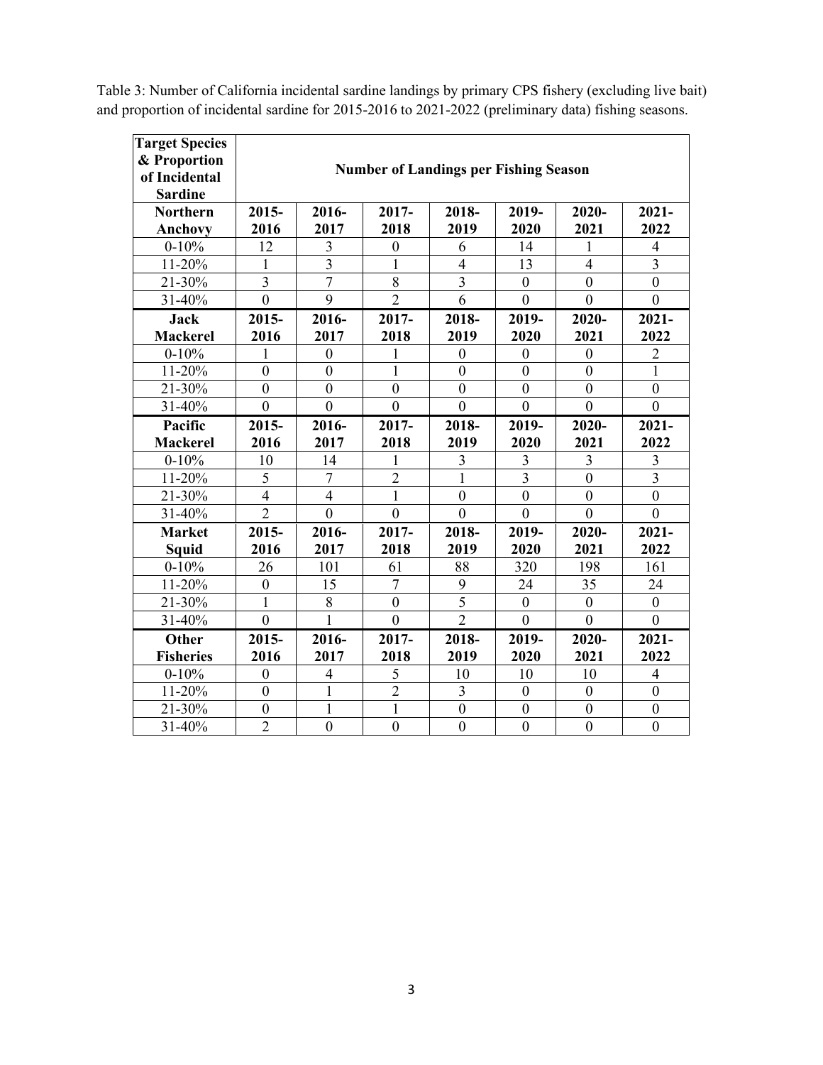Table 3: Number of California incidental sardine landings by primary CPS fishery (excluding live bait) and proportion of incidental sardine for 2015-2016 to 2021-2022 (preliminary data) fishing seasons.

| **Target Species & Proportion of Incidental Sardine** | **Number of Landings per Fishing Season** | | | | | | |
|---|---|---|---|---|---|---|---|
| **Northern Anchovy** | **2015-2016** | **2016-2017** | **2017-2018** | **2018-2019** | **2019-2020** | **2020-2021** | **2021-2022** |
| 0-10% | 12 | 3 | 0 | 6 | 14 | 1 | 4 |
| 11-20% | 1 | 3 | 1 | 4 | 13 | 4 | 3 |
| 21-30% | 3 | 7 | 8 | 3 | 0 | 0 | 0 |
| 31-40% | 0 | 9 | 2 | 6 | 0 | 0 | 0 |
| **Jack Mackerel** | **2015-2016** | **2016-2017** | **2017-2018** | **2018-2019** | **2019-2020** | **2020-2021** | **2021-2022** |
| 0-10% | 1 | 0 | 1 | 0 | 0 | 0 | 2 |
| 11-20% | 0 | 0 | 1 | 0 | 0 | 0 | 1 |
| 21-30% | 0 | 0 | 0 | 0 | 0 | 0 | 0 |
| 31-40% | 0 | 0 | 0 | 0 | 0 | 0 | 0 |
| **Pacific Mackerel** | **2015-2016** | **2016-2017** | **2017-2018** | **2018-2019** | **2019-2020** | **2020-2021** | **2021-2022** |
| 0-10% | 10 | 14 | 1 | 3 | 3 | 3 | 3 |
| 11-20% | 5 | 7 | 2 | 1 | 3 | 0 | 3 |
| 21-30% | 4 | 4 | 1 | 0 | 0 | 0 | 0 |
| 31-40% | 2 | 0 | 0 | 0 | 0 | 0 | 0 |
| **Market Squid** | **2015-2016** | **2016-2017** | **2017-2018** | **2018-2019** | **2019-2020** | **2020-2021** | **2021-2022** |
| 0-10% | 26 | 101 | 61 | 88 | 320 | 198 | 161 |
| 11-20% | 0 | 15 | 7 | 9 | 24 | 35 | 24 |
| 21-30% | 1 | 8 | 0 | 5 | 0 | 0 | 0 |
| 31-40% | 0 | 1 | 0 | 2 | 0 | 0 | 0 |
| **Other Fisheries** | **2015-2016** | **2016-2017** | **2017-2018** | **2018-2019** | **2019-2020** | **2020-2021** | **2021-2022** |
| 0-10% | 0 | 4 | 5 | 10 | 10 | 10 | 4 |
| 11-20% | 0 | 1 | 2 | 3 | 0 | 0 | 0 |
| 21-30% | 0 | 1 | 1 | 0 | 0 | 0 | 0 |
| 31-40% | 2 | 0 | 0 | 0 | 0 | 0 | 0 |